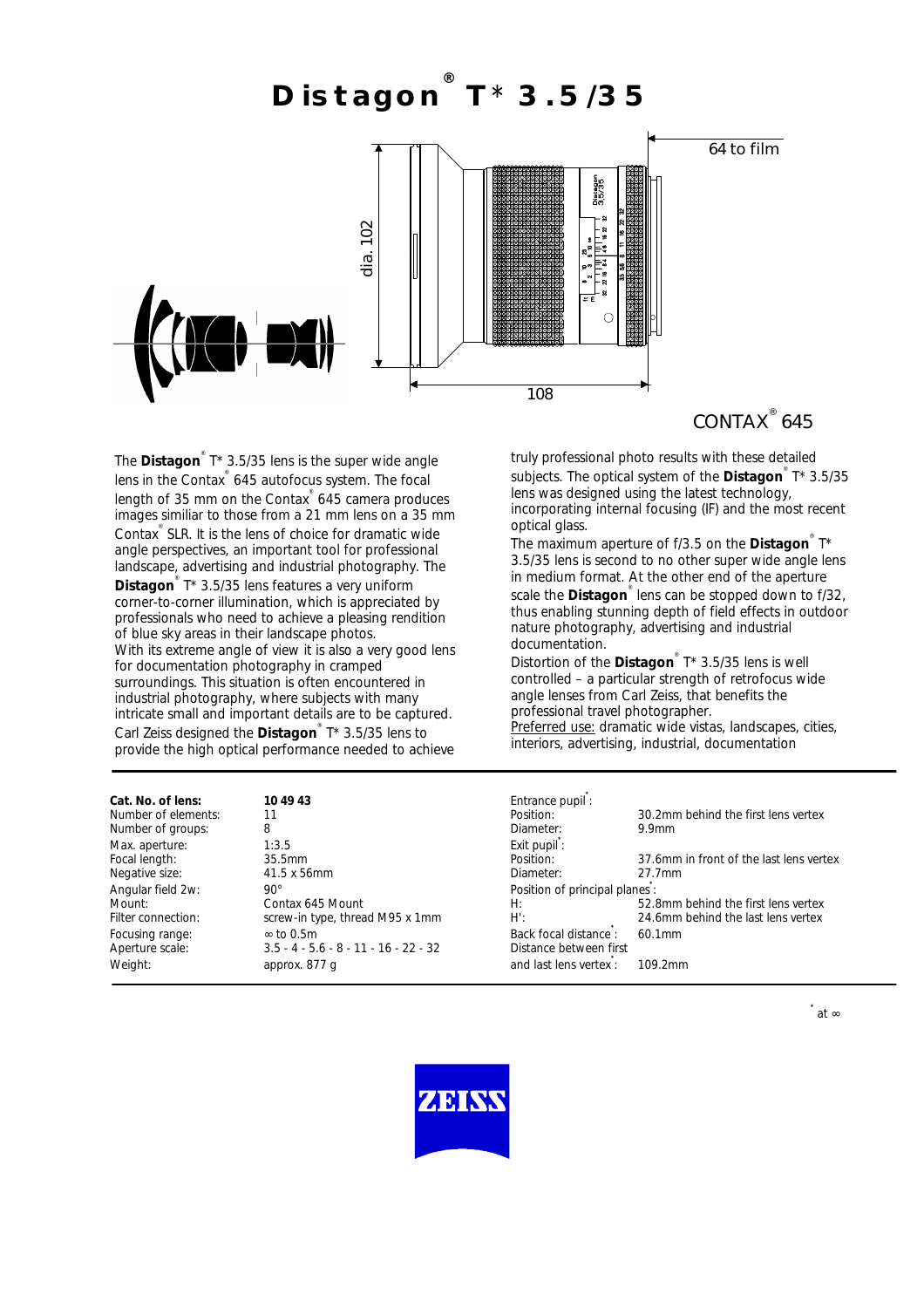# Distagon® T* 3.5/35

64 to film

dia. 102

108

CONTAX® 645

The **Distagon**® T* 3.5/35 lens is the super wide angle lens in the Contax® 645 autofocus system. The focal length of 35 mm on the Contax® 645 camera produces images similiar to those from a 21 mm lens on a 35 mm Contax® SLR. It is the lens of choice for dramatic wide angle perspectives, an important tool for professional landscape, advertising and industrial photography. The **Distagon**® T* 3.5/35 lens features a very uniform corner-to-corner illumination, which is appreciated by professionals who need to achieve a pleasing rendition of blue sky areas in their landscape photos.
With its extreme angle of view it is also a very good lens for documentation photography in cramped surroundings. This situation is often encountered in industrial photography, where subjects with many intricate small and important details are to be captured.
Carl Zeiss designed the **Distagon**® T* 3.5/35 lens to provide the high optical performance needed to achieve truly professional photo results with these detailed subjects. The optical system of the **Distagon**® T* 3.5/35 lens was designed using the latest technology, incorporating internal focusing (IF) and the most recent optical glass.
The maximum aperture of f/3.5 on the **Distagon**® T* 3.5/35 lens is second to no other super wide angle lens in medium format. At the other end of the aperture scale the **Distagon**® lens can be stopped down to f/32, thus enabling stunning depth of field effects in outdoor nature photography, advertising and industrial documentation.
Distortion of the **Distagon**® T* 3.5/35 lens is well controlled – a particular strength of retrofocus wide angle lenses from Carl Zeiss, that benefits the professional travel photographer.
Preferred use: dramatic wide vistas, landscapes, cities, interiors, advertising, industrial, documentation

| | |
|---|---|
| **Cat. No. of lens:** | **10 49 43** |
| Number of elements: | 11 |
| Number of groups: | 8 |
| Max. aperture: | 1:3.5 |
| Focal length: | 35.5mm |
| Negative size: | 41.5 x 56mm |
| Angular field 2w: | 90° |
| Mount: | Contax 645 Mount |
| Filter connection: | screw-in type, thread M95 x 1mm |
| Focusing range: | ∞ to 0.5m |
| Aperture scale: | 3.5 - 4 - 5.6 - 8 - 11 - 16 - 22 - 32 |
| Weight: | approx. 877 g |

| | |
|---|---|
| Entrance pupil*: | |
| Position: | 30.2mm behind the first lens vertex |
| Diameter: | 9.9mm |
| Exit pupil*: | |
| Position: | 37.6mm in front of the last lens vertex |
| Diameter: | 27.7mm |
| Position of principal planes*: | |
| H: | 52.8mm behind the first lens vertex |
| H': | 24.6mm behind the last lens vertex |
| Back focal distance*: | 60.1mm |
| Distance between first and last lens vertex*: | 109.2mm |

* at ∞

ZEISS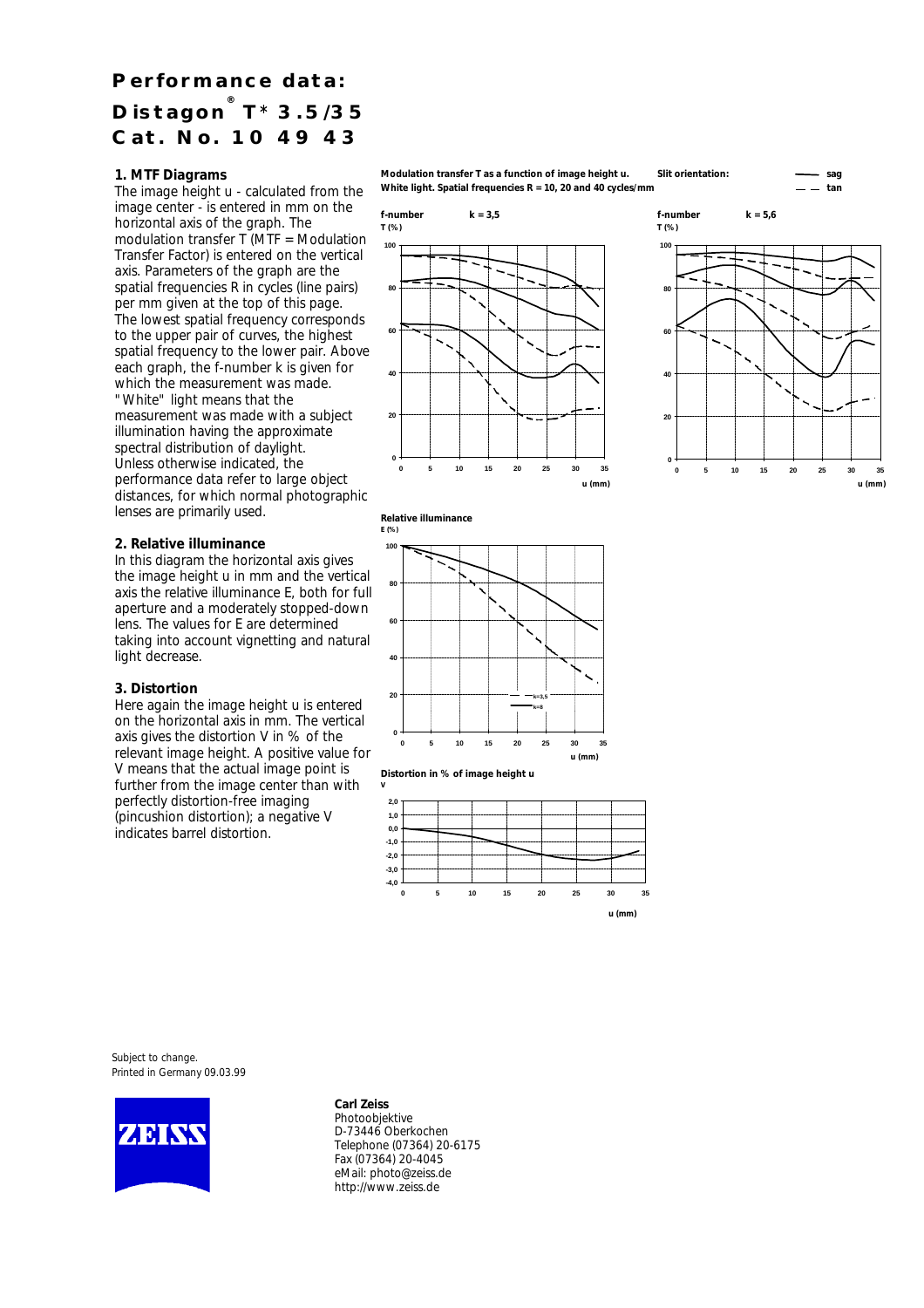# Performance data:

# Distagon® T* 3.5/35

# Cat. No. 10 49 43

## 1. MTF Diagrams

The image height u - calculated from the image center - is entered in mm on the horizontal axis of the graph. The modulation transfer T (MTF = Modulation Transfer Factor) is entered on the vertical axis. Parameters of the graph are the spatial frequencies R in cycles (line pairs) per mm given at the top of this page. The lowest spatial frequency corresponds to the upper pair of curves, the highest spatial frequency to the lower pair. Above each graph, the f-number k is given for which the measurement was made. "White" light means that the measurement was made with a subject illumination having the approximate spectral distribution of daylight. Unless otherwise indicated, the performance data refer to large object distances, for which normal photographic lenses are primarily used.

## 2. Relative illuminance

In this diagram the horizontal axis gives the image height u in mm and the vertical axis the relative illuminance E, both for full aperture and a moderately stopped-down lens. The values for E are determined taking into account vignetting and natural light decrease.

## 3. Distortion

Here again the image height u is entered on the horizontal axis in mm. The vertical axis gives the distortion V in % of the relevant image height. A positive value for V means that the actual image point is further from the image center than with perfectly distortion-free imaging (pincushion distortion); a negative V indicates barrel distortion.

**Modulation transfer T as a function of image height u.**
**White light. Spatial frequencies R = 10, 20 and 40 cycles/mm**

**Slit orientation:** sag, tan

**f-number** k = 3,5
T (%)
100
80
60
40
20
0
0 5 10 15 20 25 30 35
u (mm)

**f-number** k = 5,6
T (%)
100
80
60
40
20
0
0 5 10 15 20 25 30 35
u (mm)

**Relative illuminance**
E (%)
100
80
60
40
20
0
0 5 10 15 20 25 30 35
u (mm)
k=3,5
k=8

**Distortion in % of image height u**
V
2,0
1,0
0,0
-1,0
-2,0
-3,0
-4,0
0 5 10 15 20 25 30 35
u (mm)

Subject to change.
Printed in Germany 09.03.99

ZEISS

**Carl Zeiss**
Photoobjektive
D-73446 Oberkochen
Telephone (07364) 20-6175
Fax (07364) 20-4045
eMail: photo@zeiss.de
http://www.zeiss.de